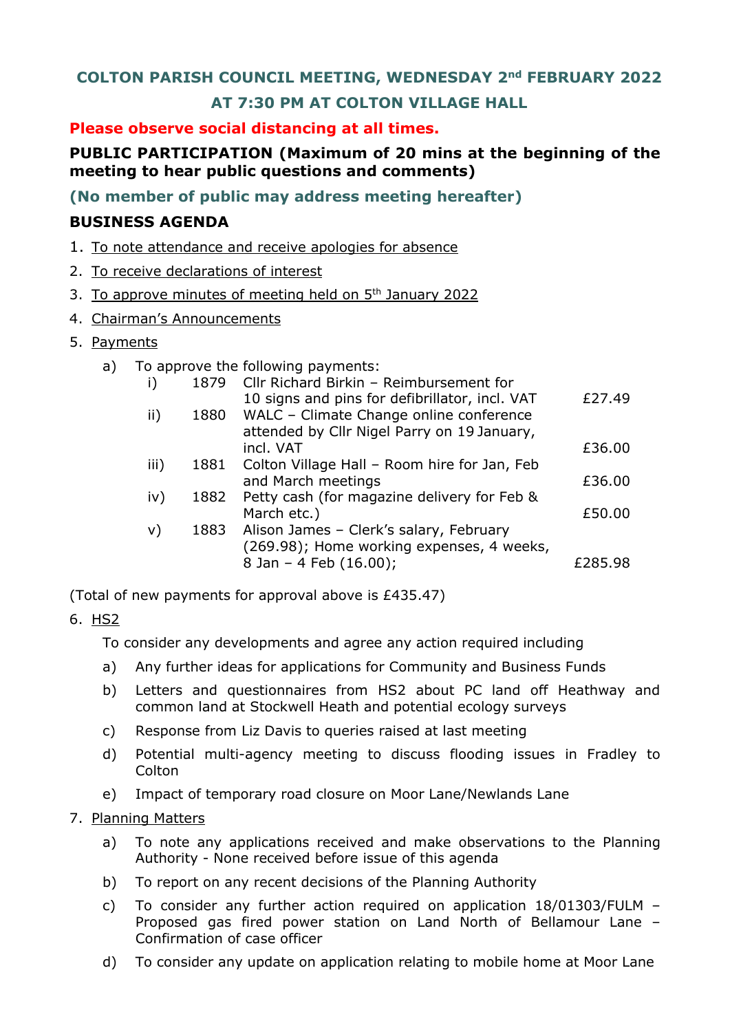## COLTON PARISH COUNCIL MEETING, WEDNESDAY 2nd FEBRUARY 2022

## AT 7:30 PM AT COLTON VILLAGE HALL

**Please observe social distancing at all times.**

**PUBLIC PARTICIPATION (Maximum of 20 mins at the beginning of the meeting to hear public questions and comments)**

**(No member of public may address meeting hereafter)**

### BUSINESS AGENDA

1. To note attendance and receive apologies for absence
2. To receive declarations of interest
3. To approve minutes of meeting held on 5th January 2022
4. Chairman's Announcements
5. Payments

   a) To approve the following payments:

| | | | |
|---|---|---|---|
| i) | 1879 | Cllr Richard Birkin – Reimbursement for 10 signs and pins for defibrillator, incl. VAT | £27.49 |
| ii) | 1880 | WALC – Climate Change online conference attended by Cllr Nigel Parry on 19 January, incl. VAT | £36.00 |
| iii) | 1881 | Colton Village Hall – Room hire for Jan, Feb and March meetings | £36.00 |
| iv) | 1882 | Petty cash (for magazine delivery for Feb & March etc.) | £50.00 |
| v) | 1883 | Alison James – Clerk's salary, February (269.98); Home working expenses, 4 weeks, 8 Jan – 4 Feb (16.00); | £285.98 |

(Total of new payments for approval above is £435.47)

6. HS2

   To consider any developments and agree any action required including

   a) Any further ideas for applications for Community and Business Funds

   b) Letters and questionnaires from HS2 about PC land off Heathway and common land at Stockwell Heath and potential ecology surveys

   c) Response from Liz Davis to queries raised at last meeting

   d) Potential multi-agency meeting to discuss flooding issues in Fradley to Colton

   e) Impact of temporary road closure on Moor Lane/Newlands Lane

7. Planning Matters

   a) To note any applications received and make observations to the Planning Authority - None received before issue of this agenda

   b) To report on any recent decisions of the Planning Authority

   c) To consider any further action required on application 18/01303/FULM – Proposed gas fired power station on Land North of Bellamour Lane – Confirmation of case officer

   d) To consider any update on application relating to mobile home at Moor Lane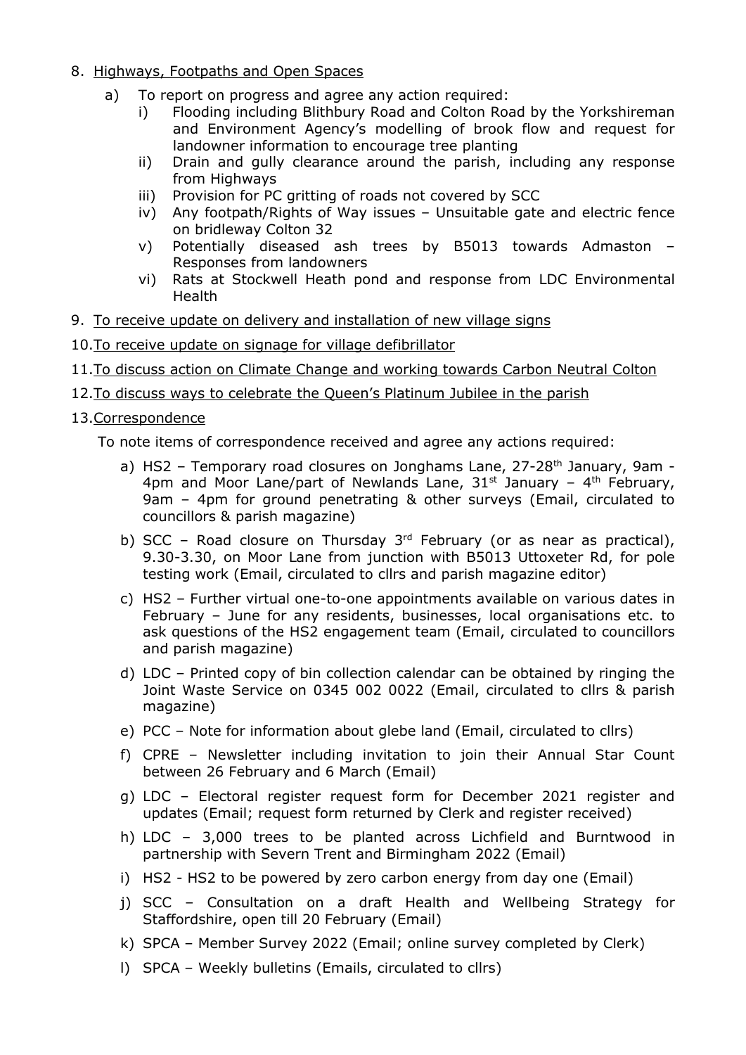8. <u>Highways, Footpaths and Open Spaces</u>
   a) To report on progress and agree any action required:
      i) Flooding including Blithbury Road and Colton Road by the Yorkshireman and Environment Agency's modelling of brook flow and request for landowner information to encourage tree planting
      ii) Drain and gully clearance around the parish, including any response from Highways
      iii) Provision for PC gritting of roads not covered by SCC
      iv) Any footpath/Rights of Way issues – Unsuitable gate and electric fence on bridleway Colton 32
      v) Potentially diseased ash trees by B5013 towards Admaston – Responses from landowners
      vi) Rats at Stockwell Heath pond and response from LDC Environmental Health
9. <u>To receive update on delivery and installation of new village signs</u>
10. <u>To receive update on signage for village defibrillator</u>
11. <u>To discuss action on Climate Change and working towards Carbon Neutral Colton</u>
12. <u>To discuss ways to celebrate the Queen's Platinum Jubilee in the parish</u>
13. <u>Correspondence</u>

To note items of correspondence received and agree any actions required:

a) HS2 – Temporary road closures on Jonghams Lane, 27-28th January, 9am - 4pm and Moor Lane/part of Newlands Lane, 31st January – 4th February, 9am – 4pm for ground penetrating & other surveys (Email, circulated to councillors & parish magazine)

b) SCC – Road closure on Thursday 3rd February (or as near as practical), 9.30-3.30, on Moor Lane from junction with B5013 Uttoxeter Rd, for pole testing work (Email, circulated to cllrs and parish magazine editor)

c) HS2 – Further virtual one-to-one appointments available on various dates in February – June for any residents, businesses, local organisations etc. to ask questions of the HS2 engagement team (Email, circulated to councillors and parish magazine)

d) LDC – Printed copy of bin collection calendar can be obtained by ringing the Joint Waste Service on 0345 002 0022 (Email, circulated to cllrs & parish magazine)

e) PCC – Note for information about glebe land (Email, circulated to cllrs)

f) CPRE – Newsletter including invitation to join their Annual Star Count between 26 February and 6 March (Email)

g) LDC – Electoral register request form for December 2021 register and updates (Email; request form returned by Clerk and register received)

h) LDC – 3,000 trees to be planted across Lichfield and Burntwood in partnership with Severn Trent and Birmingham 2022 (Email)

i) HS2 - HS2 to be powered by zero carbon energy from day one (Email)

j) SCC – Consultation on a draft Health and Wellbeing Strategy for Staffordshire, open till 20 February (Email)

k) SPCA – Member Survey 2022 (Email; online survey completed by Clerk)

l) SPCA – Weekly bulletins (Emails, circulated to cllrs)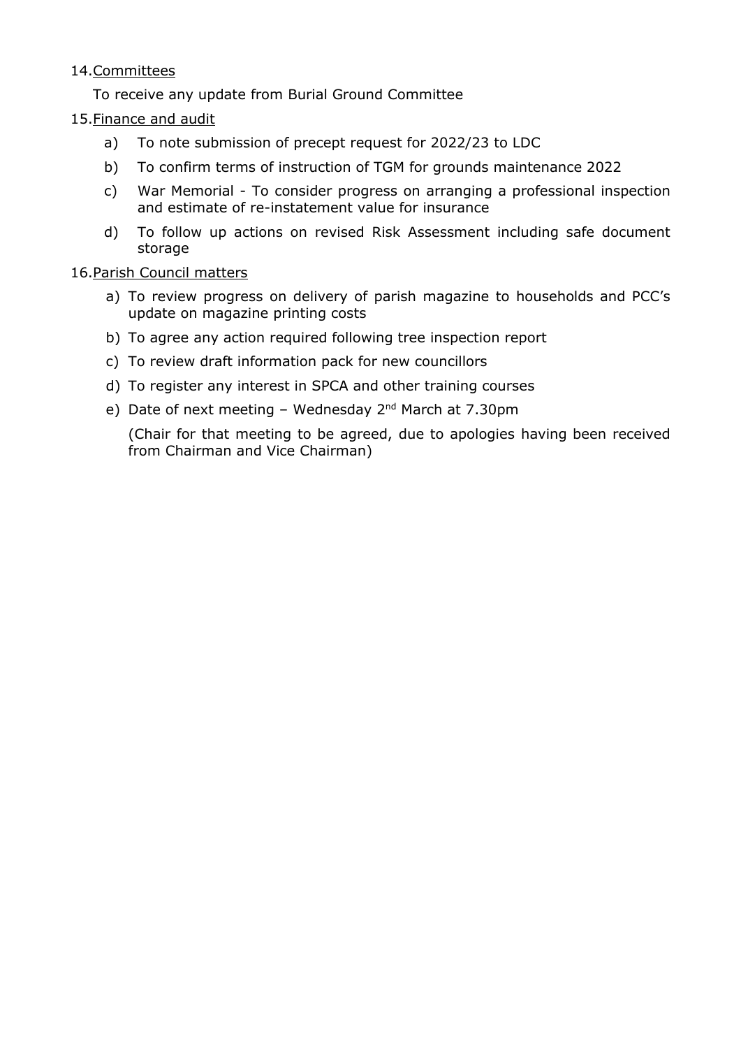14. <u>Committees</u>

 To receive any update from Burial Ground Committee

15. <u>Finance and audit</u>

 a) To note submission of precept request for 2022/23 to LDC

 b) To confirm terms of instruction of TGM for grounds maintenance 2022

 c) War Memorial - To consider progress on arranging a professional inspection and estimate of re-instatement value for insurance

 d) To follow up actions on revised Risk Assessment including safe document storage

16. <u>Parish Council matters</u>

 a) To review progress on delivery of parish magazine to households and PCC's update on magazine printing costs

 b) To agree any action required following tree inspection report

 c) To review draft information pack for new councillors

 d) To register any interest in SPCA and other training courses

 e) Date of next meeting – Wednesday 2nd March at 7.30pm

 (Chair for that meeting to be agreed, due to apologies having been received from Chairman and Vice Chairman)